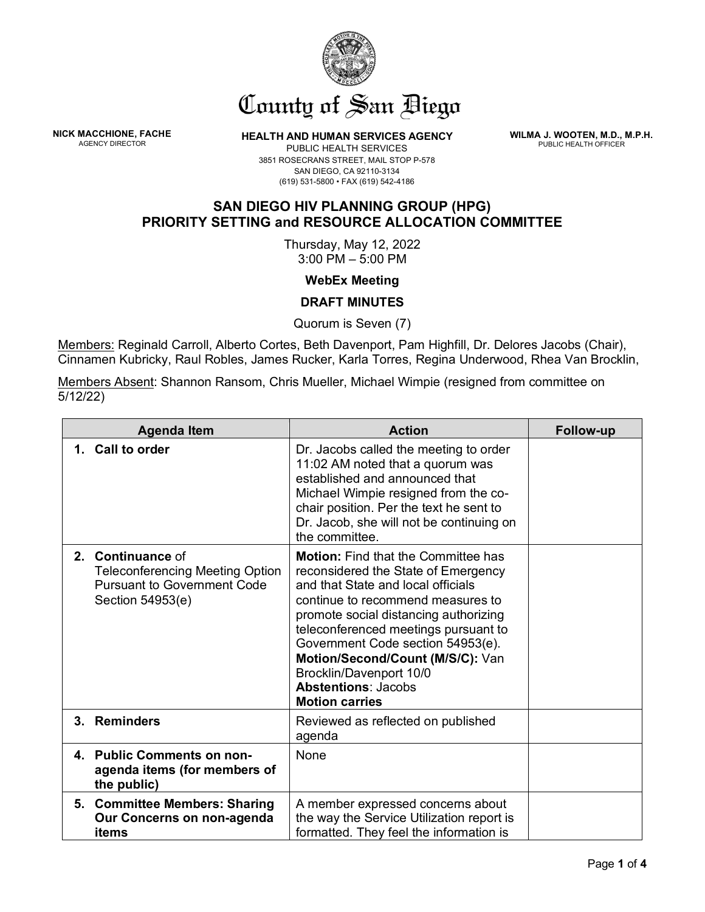# County of San Diego

**NICK MACCHIONE, FACHE**
AGENCY DIRECTOR

**HEALTH AND HUMAN SERVICES AGENCY**
PUBLIC HEALTH SERVICES
3851 ROSECRANS STREET, MAIL STOP P-578
SAN DIEGO, CA 92110-3134
(619) 531-5800 • FAX (619) 542-4186

**WILMA J. WOOTEN, M.D., M.P.H.**
PUBLIC HEALTH OFFICER

## SAN DIEGO HIV PLANNING GROUP (HPG)
## PRIORITY SETTING and RESOURCE ALLOCATION COMMITTEE

Thursday, May 12, 2022
3:00 PM – 5:00 PM

**WebEx Meeting**

**DRAFT MINUTES**

Quorum is Seven (7)

Members: Reginald Carroll, Alberto Cortes, Beth Davenport, Pam Highfill, Dr. Delores Jacobs (Chair), Cinnamen Kubricky, Raul Robles, James Rucker, Karla Torres, Regina Underwood, Rhea Van Brocklin,

Members Absent: Shannon Ransom, Chris Mueller, Michael Wimpie (resigned from committee on 5/12/22)

| Agenda Item | Action | Follow-up |
|---|---|---|
| **1. Call to order** | Dr. Jacobs called the meeting to order 11:02 AM noted that a quorum was established and announced that Michael Wimpie resigned from the co-chair position. Per the text he sent to Dr. Jacob, she will not be continuing on the committee. | |
| **2. Continuance** of Teleconferencing Meeting Option Pursuant to Government Code Section 54953(e) | **Motion:** Find that the Committee has reconsidered the State of Emergency and that State and local officials continue to recommend measures to promote social distancing authorizing teleconferenced meetings pursuant to Government Code section 54953(e). **Motion/Second/Count (M/S/C):** Van Brocklin/Davenport 10/0 **Abstentions**: Jacobs **Motion carries** | |
| **3. Reminders** | Reviewed as reflected on published agenda | |
| **4. Public Comments on non-agenda items (for members of the public)** | None | |
| **5. Committee Members: Sharing Our Concerns on non-agenda items** | A member expressed concerns about the way the Service Utilization report is formatted. They feel the information is | |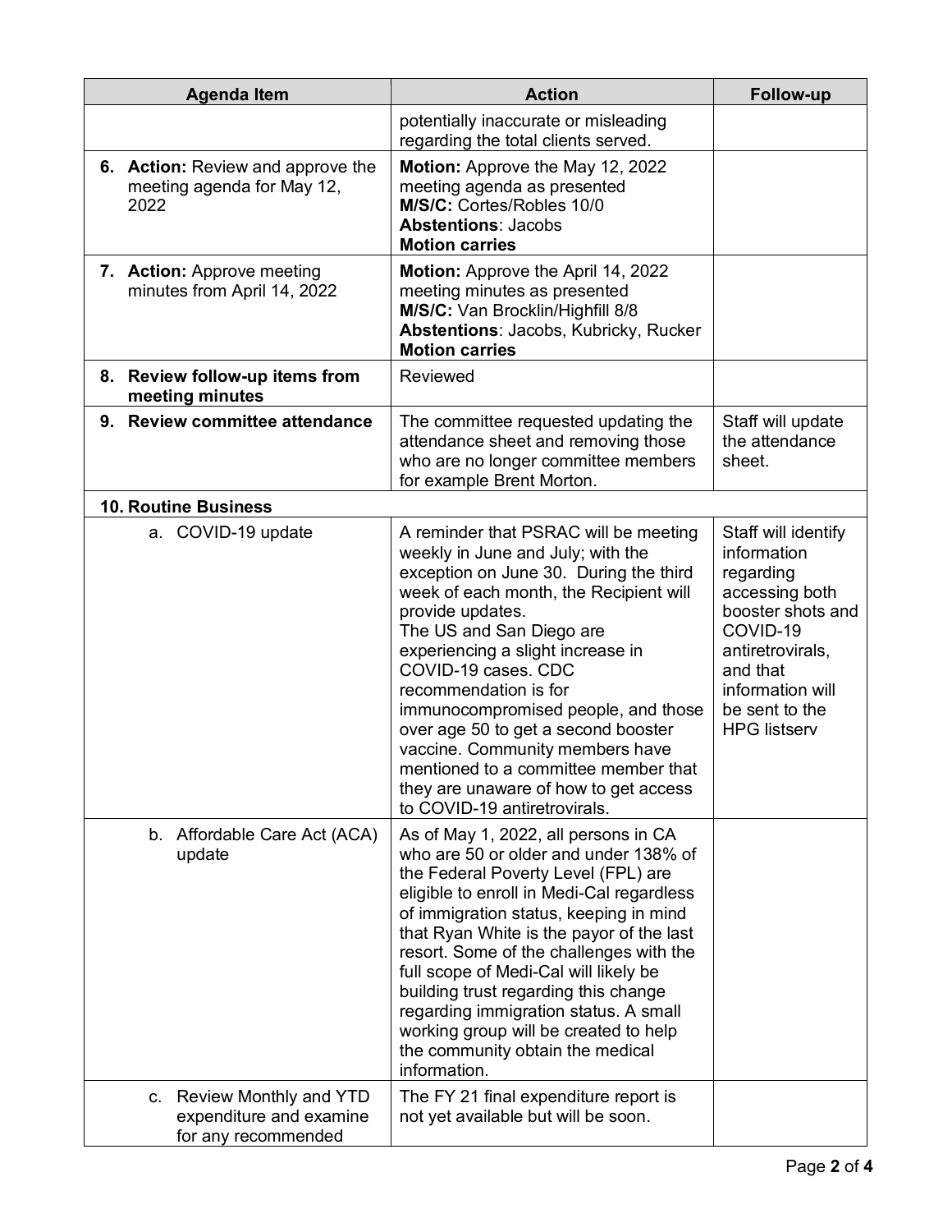| Agenda Item | Action | Follow-up |
|---|---|---|
| | potentially inaccurate or misleading regarding the total clients served. | |
| 6. **Action:** Review and approve the meeting agenda for May 12, 2022 | **Motion:** Approve the May 12, 2022 meeting agenda as presented<br>**M/S/C:** Cortes/Robles 10/0<br>**Abstentions**: Jacobs<br>**Motion carries** | |
| 7. **Action:** Approve meeting minutes from April 14, 2022 | **Motion:** Approve the April 14, 2022 meeting minutes as presented<br>**M/S/C:** Van Brocklin/Highfill 8/8<br>**Abstentions**: Jacobs, Kubricky, Rucker<br>**Motion carries** | |
| 8. **Review follow-up items from meeting minutes** | Reviewed | |
| 9. **Review committee attendance** | The committee requested updating the attendance sheet and removing those who are no longer committee members for example Brent Morton. | Staff will update the attendance sheet. |
| **10. Routine Business** | | |
| a. COVID-19 update | A reminder that PSRAC will be meeting weekly in June and July; with the exception on June 30. During the third week of each month, the Recipient will provide updates.<br>The US and San Diego are experiencing a slight increase in COVID-19 cases. CDC recommendation is for immunocompromised people, and those over age 50 to get a second booster vaccine. Community members have mentioned to a committee member that they are unaware of how to get access to COVID-19 antiretrovirals. | Staff will identify information regarding accessing both booster shots and COVID-19 antiretrovirals, and that information will be sent to the HPG listserv |
| b. Affordable Care Act (ACA) update | As of May 1, 2022, all persons in CA who are 50 or older and under 138% of the Federal Poverty Level (FPL) are eligible to enroll in Medi-Cal regardless of immigration status, keeping in mind that Ryan White is the payor of the last resort. Some of the challenges with the full scope of Medi-Cal will likely be building trust regarding this change regarding immigration status. A small working group will be created to help the community obtain the medical information. | |
| c. Review Monthly and YTD expenditure and examine for any recommended | The FY 21 final expenditure report is not yet available but will be soon. | |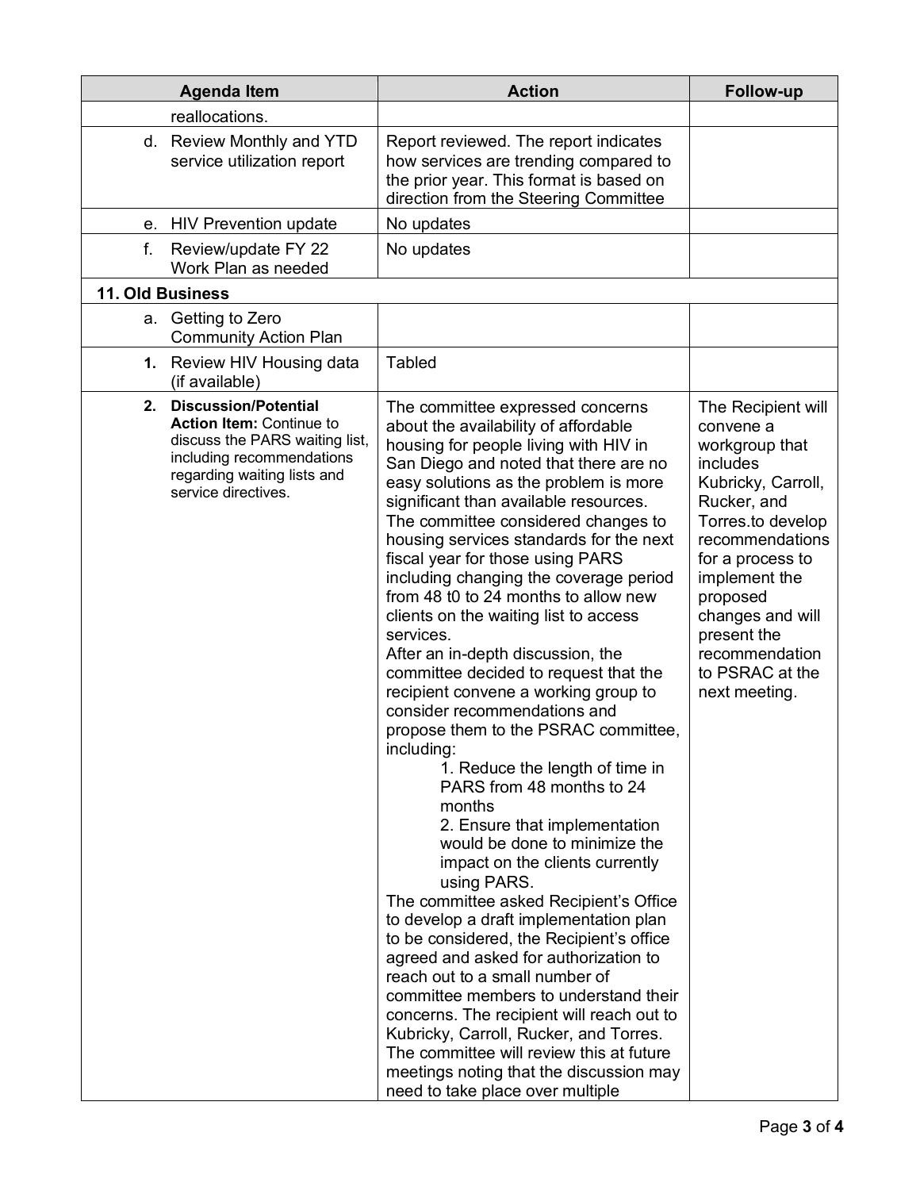| Agenda Item | Action | Follow-up |
|---|---|---|
| reallocations. | | |
| d. Review Monthly and YTD service utilization report | Report reviewed. The report indicates how services are trending compared to the prior year. This format is based on direction from the Steering Committee | |
| e. HIV Prevention update | No updates | |
| f. Review/update FY 22 Work Plan as needed | No updates | |
| **11. Old Business** | | |
| a. Getting to Zero Community Action Plan | | |
| 1. Review HIV Housing data (if available) | Tabled | |
| 2. **Discussion/Potential Action Item:** Continue to discuss the PARS waiting list, including recommendations regarding waiting lists and service directives. | The committee expressed concerns about the availability of affordable housing for people living with HIV in San Diego and noted that there are no easy solutions as the problem is more significant than available resources. The committee considered changes to housing services standards for the next fiscal year for those using PARS including changing the coverage period from 48 t0 to 24 months to allow new clients on the waiting list to access services. After an in-depth discussion, the committee decided to request that the recipient convene a working group to consider recommendations and propose them to the PSRAC committee, including: 1. Reduce the length of time in PARS from 48 months to 24 months 2. Ensure that implementation would be done to minimize the impact on the clients currently using PARS. The committee asked Recipient's Office to develop a draft implementation plan to be considered, the Recipient's office agreed and asked for authorization to reach out to a small number of committee members to understand their concerns. The recipient will reach out to Kubricky, Carroll, Rucker, and Torres. The committee will review this at future meetings noting that the discussion may need to take place over multiple | The Recipient will convene a workgroup that includes Kubricky, Carroll, Rucker, and Torres.to develop recommendations for a process to implement the proposed changes and will present the recommendation to PSRAC at the next meeting. |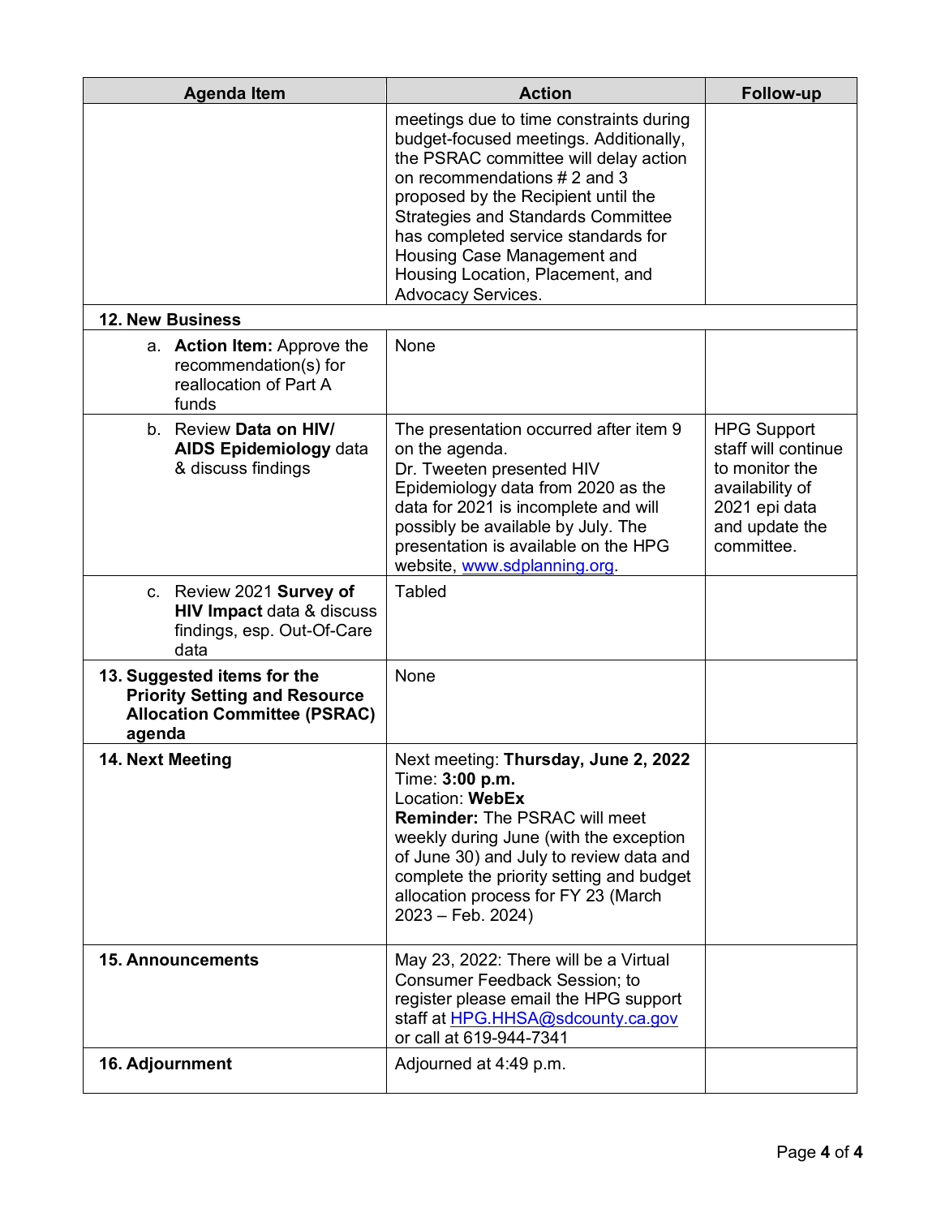| Agenda Item | Action | Follow-up |
|---|---|---|
| | meetings due to time constraints during budget-focused meetings. Additionally, the PSRAC committee will delay action on recommendations # 2 and 3 proposed by the Recipient until the Strategies and Standards Committee has completed service standards for Housing Case Management and Housing Location, Placement, and Advocacy Services. | |
| **12. New Business** | | |
| a. **Action Item:** Approve the recommendation(s) for reallocation of Part A funds | None | |
| b. Review **Data on HIV/ AIDS Epidemiology** data & discuss findings | The presentation occurred after item 9 on the agenda. Dr. Tweeten presented HIV Epidemiology data from 2020 as the data for 2021 is incomplete and will possibly be available by July. The presentation is available on the HPG website, www.sdplanning.org. | HPG Support staff will continue to monitor the availability of 2021 epi data and update the committee. |
| c. Review 2021 **Survey of HIV Impact** data & discuss findings, esp. Out-Of-Care data | Tabled | |
| **13. Suggested items for the Priority Setting and Resource Allocation Committee (PSRAC) agenda** | None | |
| **14. Next Meeting** | Next meeting: **Thursday, June 2, 2022** Time: **3:00 p.m.** Location: **WebEx** **Reminder:** The PSRAC will meet weekly during June (with the exception of June 30) and July to review data and complete the priority setting and budget allocation process for FY 23 (March 2023 – Feb. 2024) | |
| **15. Announcements** | May 23, 2022: There will be a Virtual Consumer Feedback Session; to register please email the HPG support staff at HPG.HHSA@sdcounty.ca.gov or call at 619-944-7341 | |
| **16. Adjournment** | Adjourned at 4:49 p.m. | |